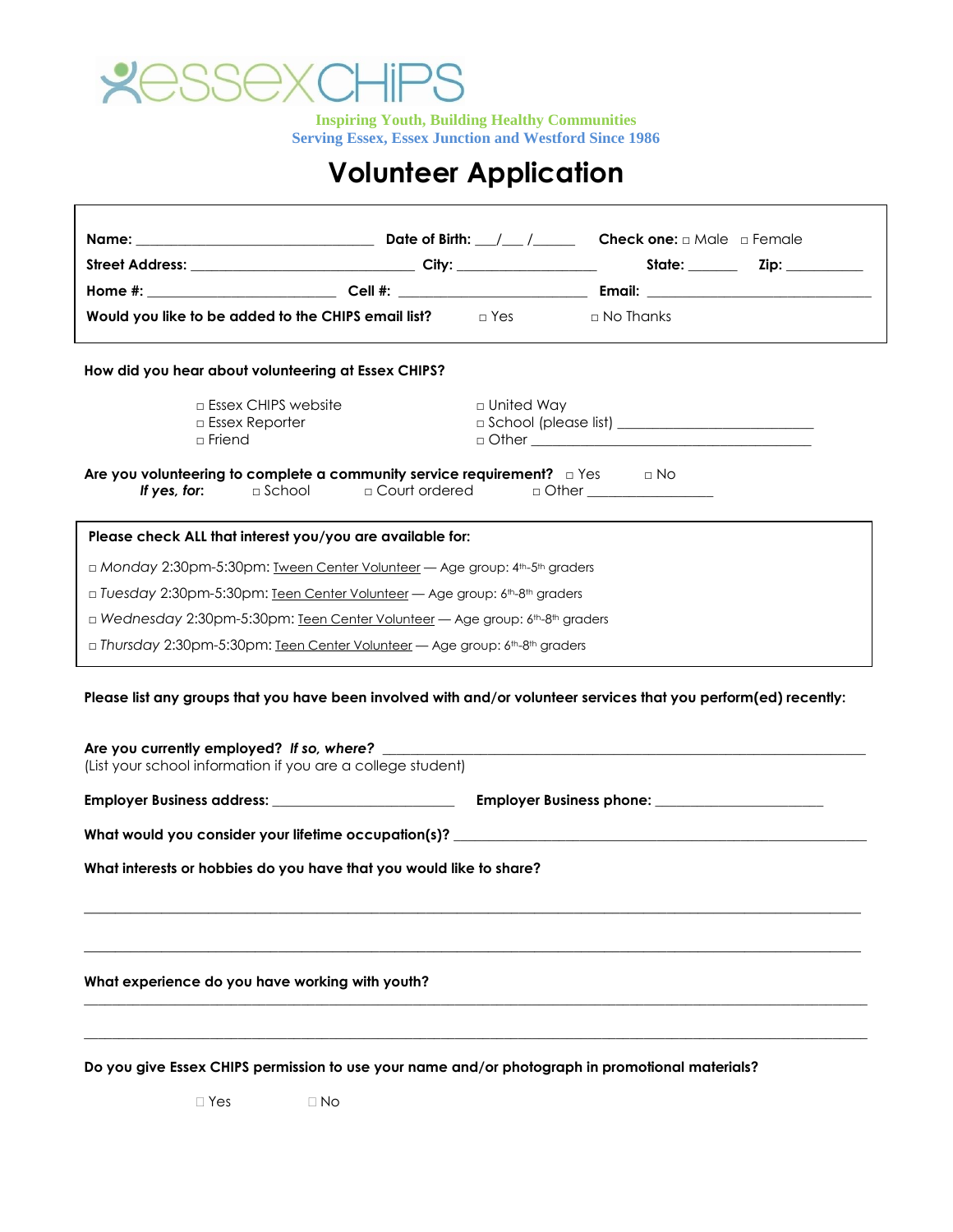essexCHiPS

**Inspiring Youth, Building Healthy Communities**
**Serving Essex, Essex Junction and Westford Since 1986**

# Volunteer Application

**Name:** ________________________________ **Date of Birth:** ___/___ /_____ **Check one:** □ Male □ Female

**Street Address:** ______________________________ **City:** ___________________ **State:** ______ **Zip:** __________

**Home #:** __________________________ **Cell #:** _________________________ **Email:** ______________________________

**Would you like to be added to the CHIPS email list?** □ Yes □ No Thanks

**How did you hear about volunteering at Essex CHIPS?**

□ Essex CHIPS website
□ Essex Reporter
□ Friend
□ United Way
□ School (please list) __________________________
□ Other ________________________________________

**Are you volunteering to complete a community service requirement?** □ Yes □ No
***If yes, for:*** □ School □ Court ordered □ Other _______________

**Please check ALL that interest you/you are available for:**

□ *Monday* 2:30pm-5:30pm: Tween Center Volunteer — Age group: 4th-5th graders

□ *Tuesday* 2:30pm-5:30pm: Teen Center Volunteer — Age group: 6th-8th graders

□ *Wednesday* 2:30pm-5:30pm: Teen Center Volunteer — Age group: 6th-8th graders

□ *Thursday* 2:30pm-5:30pm: Teen Center Volunteer — Age group: 6th-8th graders

**Please list any groups that you have been involved with and/or volunteer services that you perform(ed) recently:**

**Are you currently employed?** ***If so, where?*** ________________________________________________________________
(List your school information if you are a college student)

**Employer Business address:** _________________________ **Employer Business phone:** ______________________

**What would you consider your lifetime occupation(s)?** _________________________________________________________

**What interests or hobbies do you have that you would like to share?**

______________________________________________________________________________________________

______________________________________________________________________________________________

**What experience do you have working with youth?**

______________________________________________________________________________________________

______________________________________________________________________________________________

**Do you give Essex CHIPS permission to use your name and/or photograph in promotional materials?**

□ Yes □ No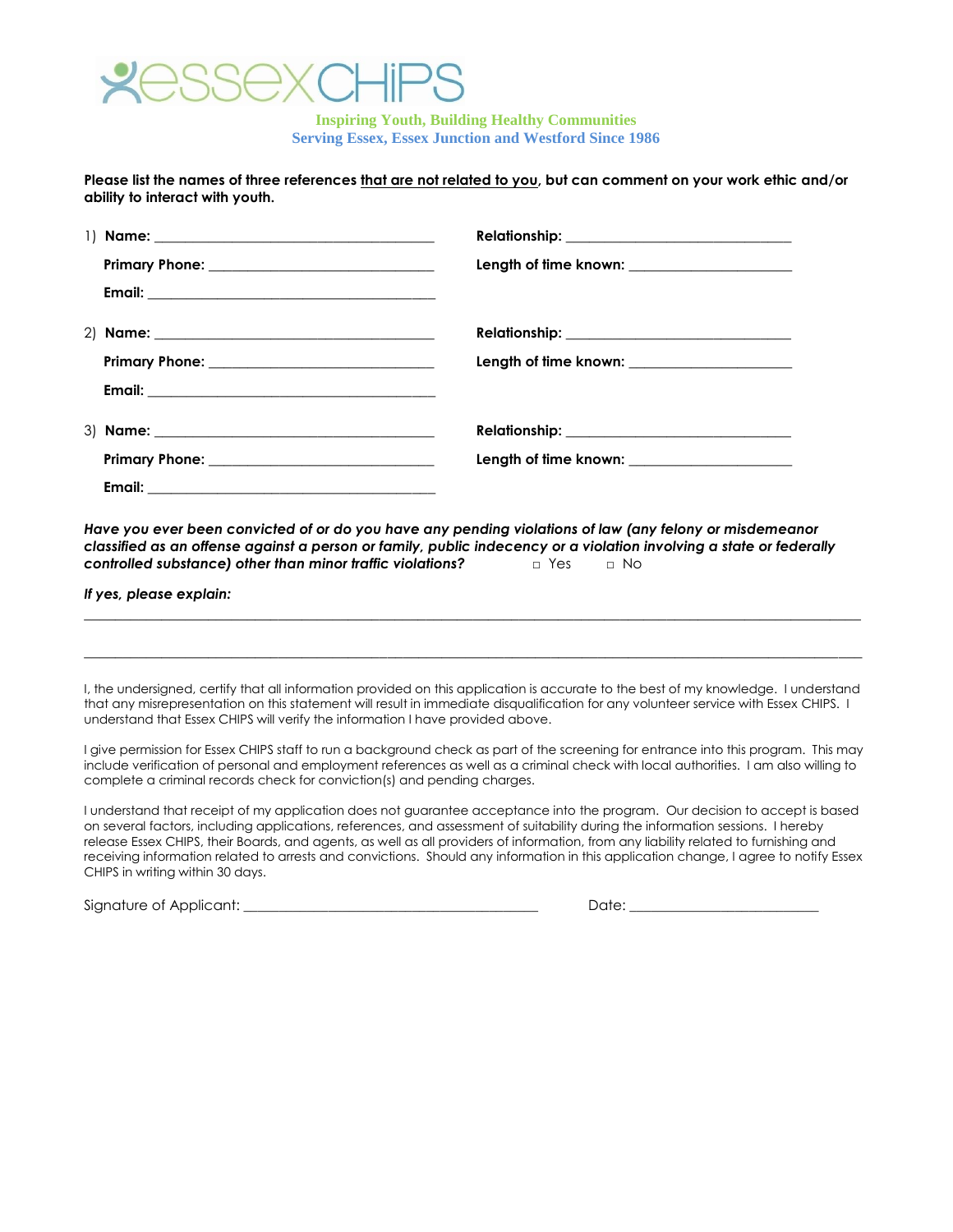essexCHiPS

Inspiring Youth, Building Healthy Communities
Serving Essex, Essex Junction and Westford Since 1986

**Please list the names of three references that are not related to you, but can comment on your work ethic and/or ability to interact with youth.**

1) **Name:** ______________________________ **Relationship:** ______________________________

**Primary Phone:** ______________________________ **Length of time known:** ______________________________

**Email:** ______________________________

2) **Name:** ______________________________ **Relationship:** ______________________________

**Primary Phone:** ______________________________ **Length of time known:** ______________________________

**Email:** ______________________________

3) **Name:** ______________________________ **Relationship:** ______________________________

**Primary Phone:** ______________________________ **Length of time known:** ______________________________

**Email:** ______________________________

***Have you ever been convicted of or do you have any pending violations of law (any felony or misdemeanor classified as an offense against a person or family, public indecency or a violation involving a state or federally controlled substance) other than minor traffic violations?*** □ Yes □ No

***If yes, please explain:***

______________________________________________________________________________

______________________________________________________________________________

I, the undersigned, certify that all information provided on this application is accurate to the best of my knowledge. I understand that any misrepresentation on this statement will result in immediate disqualification for any volunteer service with Essex CHIPS. I understand that Essex CHIPS will verify the information I have provided above.

I give permission for Essex CHIPS staff to run a background check as part of the screening for entrance into this program. This may include verification of personal and employment references as well as a criminal check with local authorities. I am also willing to complete a criminal records check for conviction(s) and pending charges.

I understand that receipt of my application does not guarantee acceptance into the program. Our decision to accept is based on several factors, including applications, references, and assessment of suitability during the information sessions. I hereby release Essex CHIPS, their Boards, and agents, as well as all providers of information, from any liability related to furnishing and receiving information related to arrests and convictions. Should any information in this application change, I agree to notify Essex CHIPS in writing within 30 days.

Signature of Applicant: ______________________________ Date: ______________________________